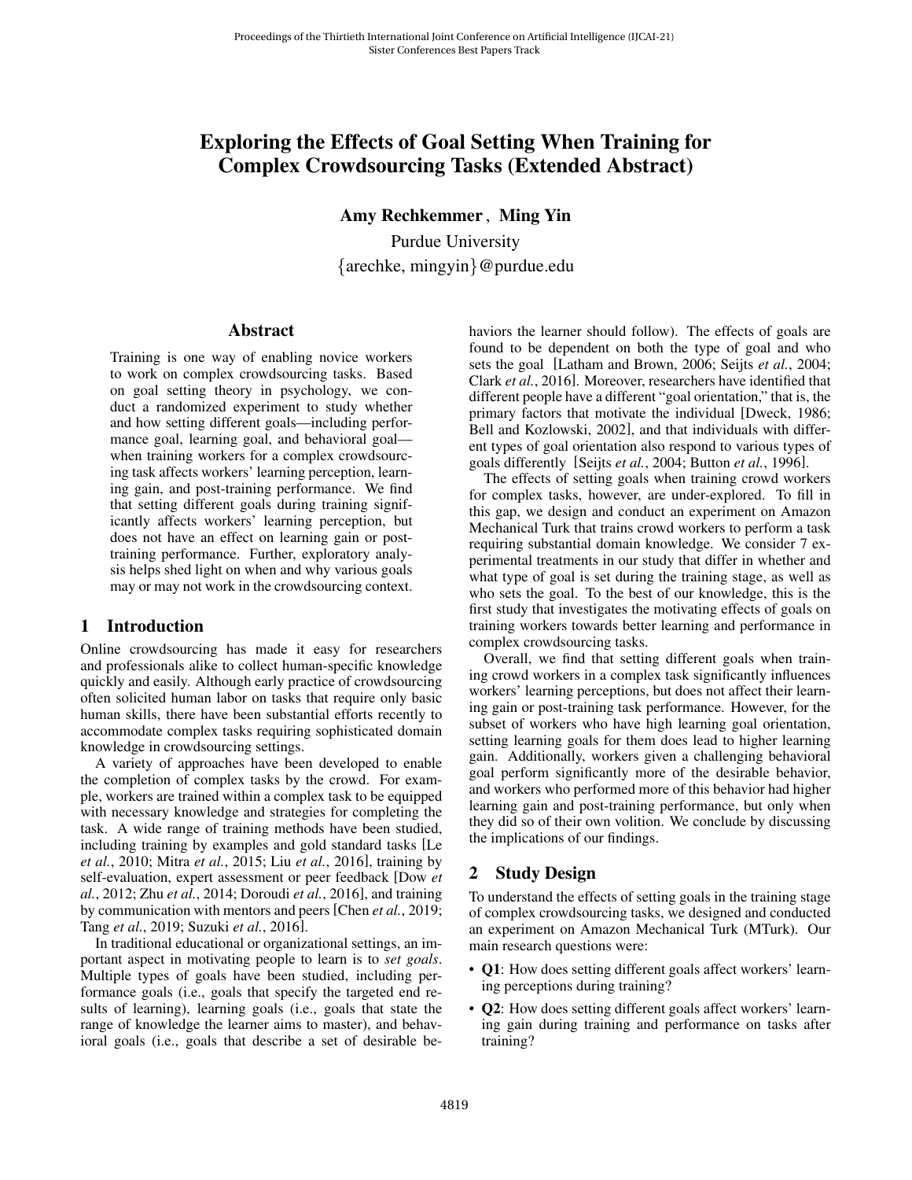# Exploring the Effects of Goal Setting When Training for Complex Crowdsourcing Tasks (Extended Abstract)

**Amy Rechkemmer**, **Ming Yin**

Purdue University

{arechke, mingyin}@purdue.edu

## Abstract

Training is one way of enabling novice workers to work on complex crowdsourcing tasks. Based on goal setting theory in psychology, we conduct a randomized experiment to study whether and how setting different goals—including performance goal, learning goal, and behavioral goal—when training workers for a complex crowdsourcing task affects workers' learning perception, learning gain, and post-training performance. We find that setting different goals during training significantly affects workers' learning perception, but does not have an effect on learning gain or post-training performance. Further, exploratory analysis helps shed light on when and why various goals may or may not work in the crowdsourcing context.

## 1 Introduction

Online crowdsourcing has made it easy for researchers and professionals alike to collect human-specific knowledge quickly and easily. Although early practice of crowdsourcing often solicited human labor on tasks that require only basic human skills, there have been substantial efforts recently to accommodate complex tasks requiring sophisticated domain knowledge in crowdsourcing settings.

A variety of approaches have been developed to enable the completion of complex tasks by the crowd. For example, workers are trained within a complex task to be equipped with necessary knowledge and strategies for completing the task. A wide range of training methods have been studied, including training by examples and gold standard tasks [Le *et al.*, 2010; Mitra *et al.*, 2015; Liu *et al.*, 2016], training by self-evaluation, expert assessment or peer feedback [Dow *et al.*, 2012; Zhu *et al.*, 2014; Doroudi *et al.*, 2016], and training by communication with mentors and peers [Chen *et al.*, 2019; Tang *et al.*, 2019; Suzuki *et al.*, 2016].

In traditional educational or organizational settings, an important aspect in motivating people to learn is to *set goals*. Multiple types of goals have been studied, including performance goals (i.e., goals that specify the targeted end results of learning), learning goals (i.e., goals that state the range of knowledge the learner aims to master), and behavioral goals (i.e., goals that describe a set of desirable behaviors the learner should follow). The effects of goals are found to be dependent on both the type of goal and who sets the goal [Latham and Brown, 2006; Seijts *et al.*, 2004; Clark *et al.*, 2016]. Moreover, researchers have identified that different people have a different "goal orientation," that is, the primary factors that motivate the individual [Dweck, 1986; Bell and Kozlowski, 2002], and that individuals with different types of goal orientation also respond to various types of goals differently [Seijts *et al.*, 2004; Button *et al.*, 1996].

The effects of setting goals when training crowd workers for complex tasks, however, are under-explored. To fill in this gap, we design and conduct an experiment on Amazon Mechanical Turk that trains crowd workers to perform a task requiring substantial domain knowledge. We consider 7 experimental treatments in our study that differ in whether and what type of goal is set during the training stage, as well as who sets the goal. To the best of our knowledge, this is the first study that investigates the motivating effects of goals on training workers towards better learning and performance in complex crowdsourcing tasks.

Overall, we find that setting different goals when training crowd workers in a complex task significantly influences workers' learning perceptions, but does not affect their learning gain or post-training task performance. However, for the subset of workers who have high learning goal orientation, setting learning goals for them does lead to higher learning gain. Additionally, workers given a challenging behavioral goal perform significantly more of the desirable behavior, and workers who performed more of this behavior had higher learning gain and post-training performance, but only when they did so of their own volition. We conclude by discussing the implications of our findings.

## 2 Study Design

To understand the effects of setting goals in the training stage of complex crowdsourcing tasks, we designed and conducted an experiment on Amazon Mechanical Turk (MTurk). Our main research questions were:

- **Q1**: How does setting different goals affect workers' learning perceptions during training?
- **Q2**: How does setting different goals affect workers' learning gain during training and performance on tasks after training?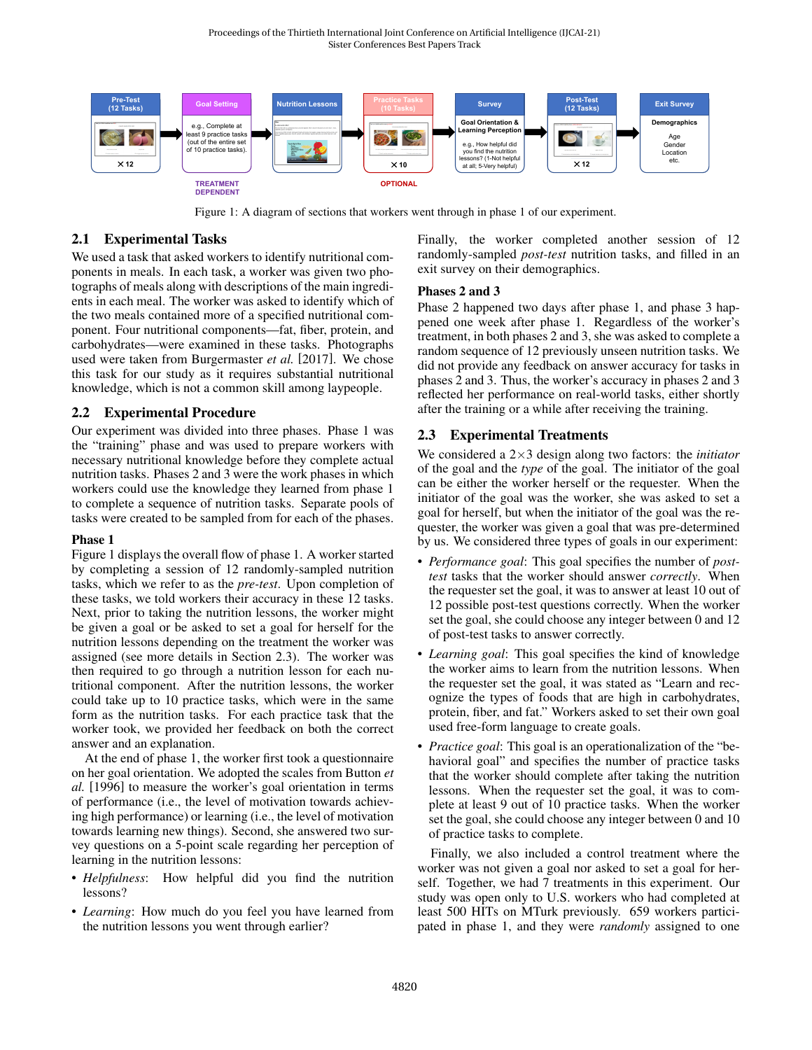Figure 1: A diagram of sections that workers went through in phase 1 of our experiment.

## 2.1 Experimental Tasks

We used a task that asked workers to identify nutritional components in meals. In each task, a worker was given two photographs of meals along with descriptions of the main ingredients in each meal. The worker was asked to identify which of the two meals contained more of a specified nutritional component. Four nutritional components—fat, fiber, protein, and carbohydrates—were examined in these tasks. Photographs used were taken from Burgermaster *et al.* [2017]. We chose this task for our study as it requires substantial nutritional knowledge, which is not a common skill among laypeople.

## 2.2 Experimental Procedure

Our experiment was divided into three phases. Phase 1 was the "training" phase and was used to prepare workers with necessary nutritional knowledge before they complete actual nutrition tasks. Phases 2 and 3 were the work phases in which workers could use the knowledge they learned from phase 1 to complete a sequence of nutrition tasks. Separate pools of tasks were created to be sampled from for each of the phases.

### Phase 1

Figure 1 displays the overall flow of phase 1. A worker started by completing a session of 12 randomly-sampled nutrition tasks, which we refer to as the *pre-test*. Upon completion of these tasks, we told workers their accuracy in these 12 tasks. Next, prior to taking the nutrition lessons, the worker might be given a goal or be asked to set a goal for herself for the nutrition lessons depending on the treatment the worker was assigned (see more details in Section 2.3). The worker was then required to go through a nutrition lesson for each nutritional component. After the nutrition lessons, the worker could take up to 10 practice tasks, which were in the same form as the nutrition tasks. For each practice task that the worker took, we provided her feedback on both the correct answer and an explanation.

At the end of phase 1, the worker first took a questionnaire on her goal orientation. We adopted the scales from Button *et al.* [1996] to measure the worker's goal orientation in terms of performance (i.e., the level of motivation towards achieving high performance) or learning (i.e., the level of motivation towards learning new things). Second, she answered two survey questions on a 5-point scale regarding her perception of learning in the nutrition lessons:

- *Helpfulness*: How helpful did you find the nutrition lessons?
- *Learning*: How much do you feel you have learned from the nutrition lessons you went through earlier?

Finally, the worker completed another session of 12 randomly-sampled *post-test* nutrition tasks, and filled in an exit survey on their demographics.

### Phases 2 and 3

Phase 2 happened two days after phase 1, and phase 3 happened one week after phase 1. Regardless of the worker's treatment, in both phases 2 and 3, she was asked to complete a random sequence of 12 previously unseen nutrition tasks. We did not provide any feedback on answer accuracy for tasks in phases 2 and 3. Thus, the worker's accuracy in phases 2 and 3 reflected her performance on real-world tasks, either shortly after the training or a while after receiving the training.

## 2.3 Experimental Treatments

We considered a 2×3 design along two factors: the *initiator* of the goal and the *type* of the goal. The initiator of the goal can be either the worker herself or the requester. When the initiator of the goal was the worker, she was asked to set a goal for herself, but when the initiator of the goal was the requester, the worker was given a goal that was pre-determined by us. We considered three types of goals in our experiment:

- *Performance goal*: This goal specifies the number of *post-test* tasks that the worker should answer *correctly*. When the requester set the goal, it was to answer at least 10 out of 12 possible post-test questions correctly. When the worker set the goal, she could choose any integer between 0 and 12 of post-test tasks to answer correctly.
- *Learning goal*: This goal specifies the kind of knowledge the worker aims to learn from the nutrition lessons. When the requester set the goal, it was stated as "Learn and recognize the types of foods that are high in carbohydrates, protein, fiber, and fat." Workers asked to set their own goal used free-form language to create goals.
- *Practice goal*: This goal is an operationalization of the "behavioral goal" and specifies the number of practice tasks that the worker should complete after taking the nutrition lessons. When the requester set the goal, it was to complete at least 9 out of 10 practice tasks. When the worker set the goal, she could choose any integer between 0 and 10 of practice tasks to complete.

Finally, we also included a control treatment where the worker was not given a goal nor asked to set a goal for herself. Together, we had 7 treatments in this experiment. Our study was open only to U.S. workers who had completed at least 500 HITs on MTurk previously. 659 workers participated in phase 1, and they were *randomly* assigned to one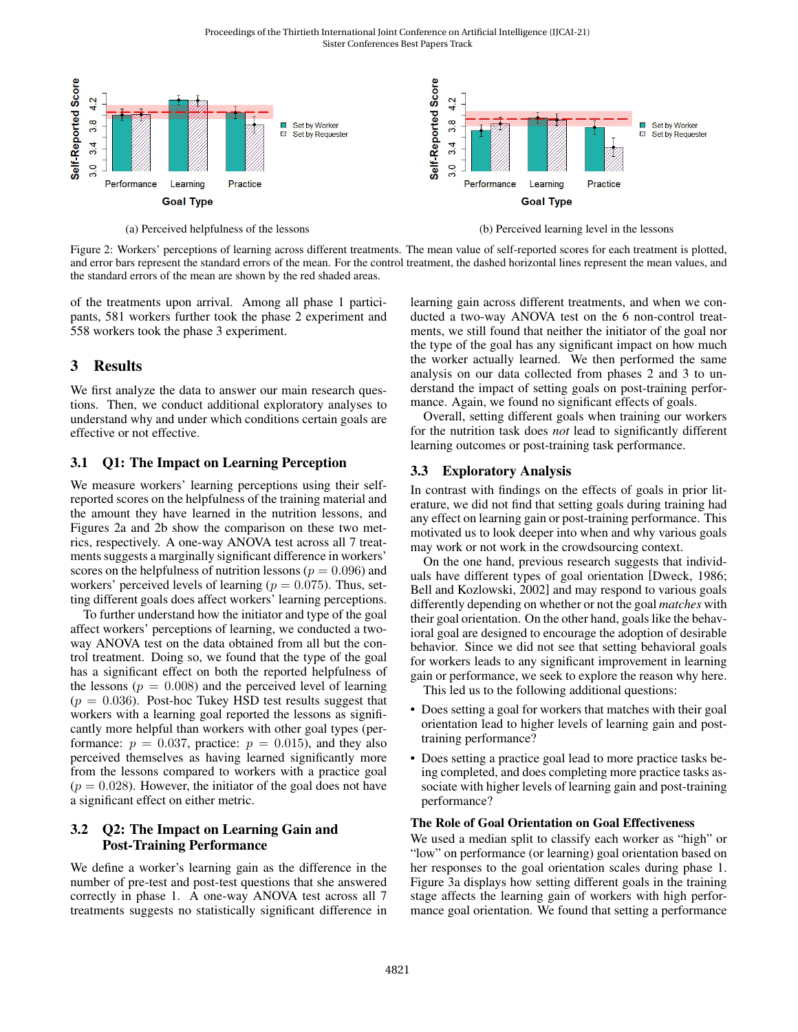(a) Perceived helpfulness of the lessons

(b) Perceived learning level in the lessons

Figure 2: Workers' perceptions of learning across different treatments. The mean value of self-reported scores for each treatment is plotted, and error bars represent the standard errors of the mean. For the control treatment, the dashed horizontal lines represent the mean values, and the standard errors of the mean are shown by the red shaded areas.

of the treatments upon arrival. Among all phase 1 participants, 581 workers further took the phase 2 experiment and 558 workers took the phase 3 experiment.

## 3 Results

We first analyze the data to answer our main research questions. Then, we conduct additional exploratory analyses to understand why and under which conditions certain goals are effective or not effective.

### 3.1 Q1: The Impact on Learning Perception

We measure workers' learning perceptions using their self-reported scores on the helpfulness of the training material and the amount they have learned in the nutrition lessons, and Figures 2a and 2b show the comparison on these two metrics, respectively. A one-way ANOVA test across all 7 treatments suggests a marginally significant difference in workers' scores on the helpfulness of nutrition lessons ($p = 0.096$) and workers' perceived levels of learning ($p = 0.075$). Thus, setting different goals does affect workers' learning perceptions.

To further understand how the initiator and type of the goal affect workers' perceptions of learning, we conducted a two-way ANOVA test on the data obtained from all but the control treatment. Doing so, we found that the type of the goal has a significant effect on both the reported helpfulness of the lessons ($p = 0.008$) and the perceived level of learning ($p = 0.036$). Post-hoc Tukey HSD test results suggest that workers with a learning goal reported the lessons as significantly more helpful than workers with other goal types (performance: $p = 0.037$, practice: $p = 0.015$), and they also perceived themselves as having learned significantly more from the lessons compared to workers with a practice goal ($p = 0.028$). However, the initiator of the goal does not have a significant effect on either metric.

### 3.2 Q2: The Impact on Learning Gain and Post-Training Performance

We define a worker's learning gain as the difference in the number of pre-test and post-test questions that she answered correctly in phase 1. A one-way ANOVA test across all 7 treatments suggests no statistically significant difference in learning gain across different treatments, and when we conducted a two-way ANOVA test on the 6 non-control treatments, we still found that neither the initiator of the goal nor the type of the goal has any significant impact on how much the worker actually learned. We then performed the same analysis on our data collected from phases 2 and 3 to understand the impact of setting goals on post-training performance. Again, we found no significant effects of goals.

Overall, setting different goals when training our workers for the nutrition task does *not* lead to significantly different learning outcomes or post-training task performance.

### 3.3 Exploratory Analysis

In contrast with findings on the effects of goals in prior literature, we did not find that setting goals during training had any effect on learning gain or post-training performance. This motivated us to look deeper into when and why various goals may work or not work in the crowdsourcing context.

On the one hand, previous research suggests that individuals have different types of goal orientation [Dweck, 1986; Bell and Kozlowski, 2002] and may respond to various goals differently depending on whether or not the goal *matches* with their goal orientation. On the other hand, goals like the behavioral goal are designed to encourage the adoption of desirable behavior. Since we did not see that setting behavioral goals for workers leads to any significant improvement in learning gain or performance, we seek to explore the reason why here.

This led us to the following additional questions:

- Does setting a goal for workers that matches with their goal orientation lead to higher levels of learning gain and post-training performance?
- Does setting a practice goal lead to more practice tasks being completed, and does completing more practice tasks associate with higher levels of learning gain and post-training performance?

**The Role of Goal Orientation on Goal Effectiveness**

We used a median split to classify each worker as "high" or "low" on performance (or learning) goal orientation based on her responses to the goal orientation scales during phase 1. Figure 3a displays how setting different goals in the training stage affects the learning gain of workers with high performance goal orientation. We found that setting a performance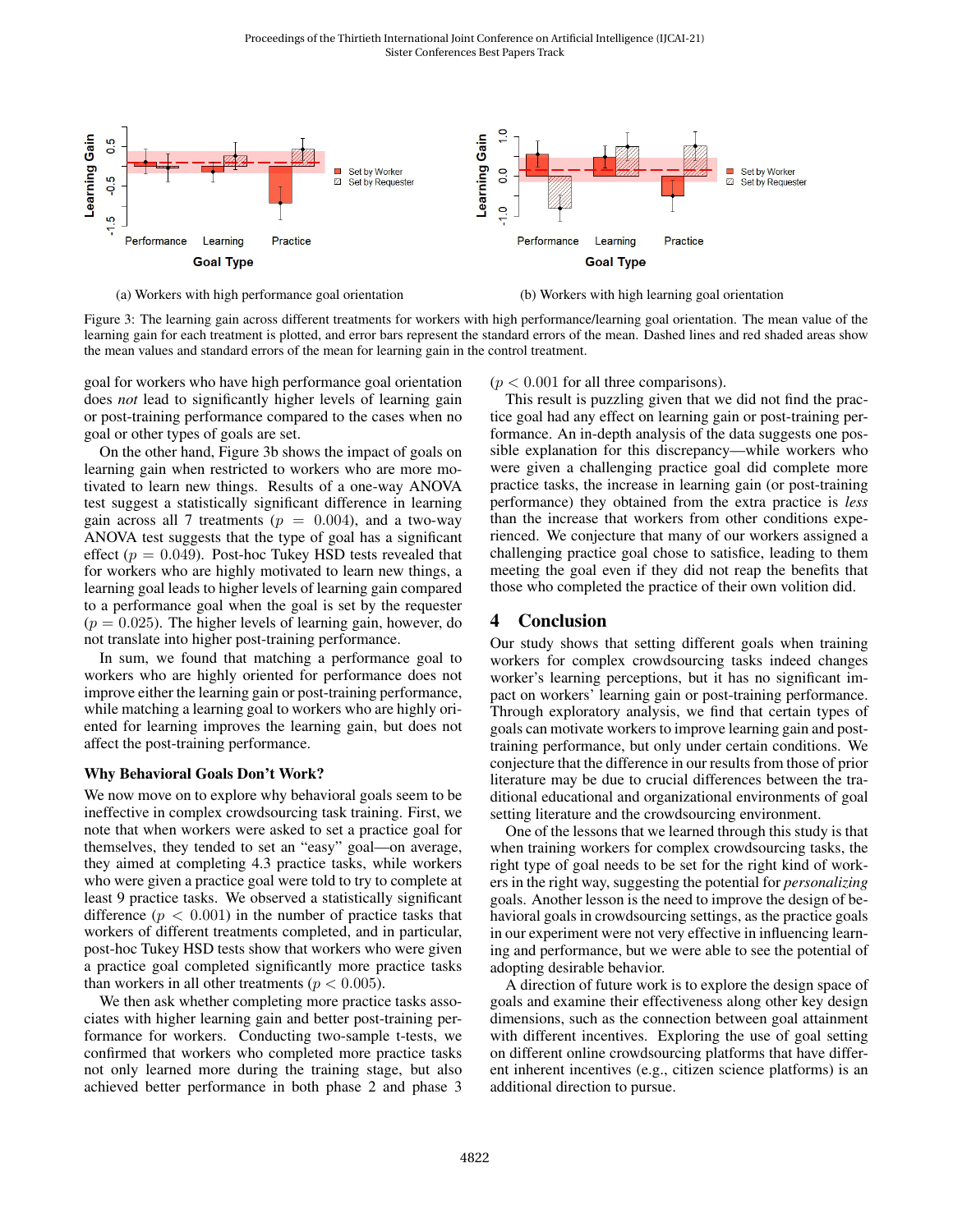Figure 3: The learning gain across different treatments for workers with high performance/learning goal orientation. The mean value of the learning gain for each treatment is plotted, and error bars represent the standard errors of the mean. Dashed lines and red shaded areas show the mean values and standard errors of the mean for learning gain in the control treatment.

(a) Workers with high performance goal orientation

(b) Workers with high learning goal orientation

goal for workers who have high performance goal orientation does *not* lead to significantly higher levels of learning gain or post-training performance compared to the cases when no goal or other types of goals are set.

On the other hand, Figure 3b shows the impact of goals on learning gain when restricted to workers who are more motivated to learn new things. Results of a one-way ANOVA test suggest a statistically significant difference in learning gain across all 7 treatments ($p = 0.004$), and a two-way ANOVA test suggests that the type of goal has a significant effect ($p = 0.049$). Post-hoc Tukey HSD tests revealed that for workers who are highly motivated to learn new things, a learning goal leads to higher levels of learning gain compared to a performance goal when the goal is set by the requester ($p = 0.025$). The higher levels of learning gain, however, do not translate into higher post-training performance.

In sum, we found that matching a performance goal to workers who are highly oriented for performance does not improve either the learning gain or post-training performance, while matching a learning goal to workers who are highly oriented for learning improves the learning gain, but does not affect the post-training performance.

**Why Behavioral Goals Don't Work?**

We now move on to explore why behavioral goals seem to be ineffective in complex crowdsourcing task training. First, we note that when workers were asked to set a practice goal for themselves, they tended to set an "easy" goal—on average, they aimed at completing 4.3 practice tasks, while workers who were given a practice goal were told to try to complete at least 9 practice tasks. We observed a statistically significant difference ($p < 0.001$) in the number of practice tasks that workers of different treatments completed, and in particular, post-hoc Tukey HSD tests show that workers who were given a practice goal completed significantly more practice tasks than workers in all other treatments ($p < 0.005$).

We then ask whether completing more practice tasks associates with higher learning gain and better post-training performance for workers. Conducting two-sample t-tests, we confirmed that workers who completed more practice tasks not only learned more during the training stage, but also achieved better performance in both phase 2 and phase 3 ($p < 0.001$ for all three comparisons).

This result is puzzling given that we did not find the practice goal had any effect on learning gain or post-training performance. An in-depth analysis of the data suggests one possible explanation for this discrepancy—while workers who were given a challenging practice goal did complete more practice tasks, the increase in learning gain (or post-training performance) they obtained from the extra practice is *less* than the increase that workers from other conditions experienced. We conjecture that many of our workers assigned a challenging practice goal chose to satisfice, leading to them meeting the goal even if they did not reap the benefits that those who completed the practice of their own volition did.

## 4 Conclusion

Our study shows that setting different goals when training workers for complex crowdsourcing tasks indeed changes worker's learning perceptions, but it has no significant impact on workers' learning gain or post-training performance. Through exploratory analysis, we find that certain types of goals can motivate workers to improve learning gain and post-training performance, but only under certain conditions. We conjecture that the difference in our results from those of prior literature may be due to crucial differences between the traditional educational and organizational environments of goal setting literature and the crowdsourcing environment.

One of the lessons that we learned through this study is that when training workers for complex crowdsourcing tasks, the right type of goal needs to be set for the right kind of workers in the right way, suggesting the potential for *personalizing* goals. Another lesson is the need to improve the design of behavioral goals in crowdsourcing settings, as the practice goals in our experiment were not very effective in influencing learning and performance, but we were able to see the potential of adopting desirable behavior.

A direction of future work is to explore the design space of goals and examine their effectiveness along other key design dimensions, such as the connection between goal attainment with different incentives. Exploring the use of goal setting on different online crowdsourcing platforms that have different inherent incentives (e.g., citizen science platforms) is an additional direction to pursue.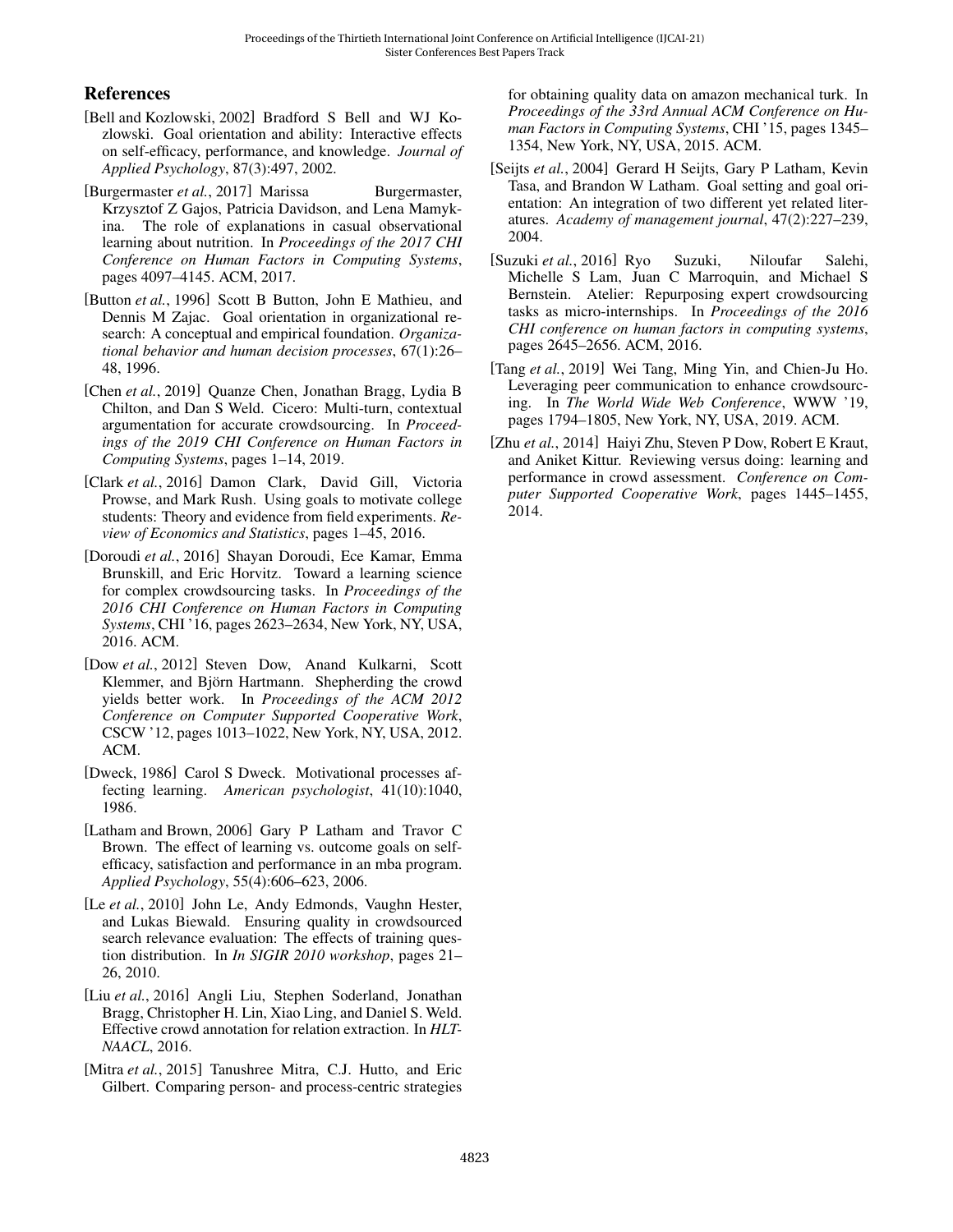## References

[Bell and Kozlowski, 2002] Bradford S Bell and WJ Kozlowski. Goal orientation and ability: Interactive effects on self-efficacy, performance, and knowledge. *Journal of Applied Psychology*, 87(3):497, 2002.

[Burgermaster *et al.*, 2017] Marissa Burgermaster, Krzysztof Z Gajos, Patricia Davidson, and Lena Mamykina. The role of explanations in casual observational learning about nutrition. In *Proceedings of the 2017 CHI Conference on Human Factors in Computing Systems*, pages 4097–4145. ACM, 2017.

[Button *et al.*, 1996] Scott B Button, John E Mathieu, and Dennis M Zajac. Goal orientation in organizational research: A conceptual and empirical foundation. *Organizational behavior and human decision processes*, 67(1):26–48, 1996.

[Chen *et al.*, 2019] Quanze Chen, Jonathan Bragg, Lydia B Chilton, and Dan S Weld. Cicero: Multi-turn, contextual argumentation for accurate crowdsourcing. In *Proceedings of the 2019 CHI Conference on Human Factors in Computing Systems*, pages 1–14, 2019.

[Clark *et al.*, 2016] Damon Clark, David Gill, Victoria Prowse, and Mark Rush. Using goals to motivate college students: Theory and evidence from field experiments. *Review of Economics and Statistics*, pages 1–45, 2016.

[Doroudi *et al.*, 2016] Shayan Doroudi, Ece Kamar, Emma Brunskill, and Eric Horvitz. Toward a learning science for complex crowdsourcing tasks. In *Proceedings of the 2016 CHI Conference on Human Factors in Computing Systems*, CHI '16, pages 2623–2634, New York, NY, USA, 2016. ACM.

[Dow *et al.*, 2012] Steven Dow, Anand Kulkarni, Scott Klemmer, and Björn Hartmann. Shepherding the crowd yields better work. In *Proceedings of the ACM 2012 Conference on Computer Supported Cooperative Work*, CSCW '12, pages 1013–1022, New York, NY, USA, 2012. ACM.

[Dweck, 1986] Carol S Dweck. Motivational processes affecting learning. *American psychologist*, 41(10):1040, 1986.

[Latham and Brown, 2006] Gary P Latham and Travor C Brown. The effect of learning vs. outcome goals on self-efficacy, satisfaction and performance in an mba program. *Applied Psychology*, 55(4):606–623, 2006.

[Le *et al.*, 2010] John Le, Andy Edmonds, Vaughn Hester, and Lukas Biewald. Ensuring quality in crowdsourced search relevance evaluation: The effects of training question distribution. In *In SIGIR 2010 workshop*, pages 21–26, 2010.

[Liu *et al.*, 2016] Angli Liu, Stephen Soderland, Jonathan Bragg, Christopher H. Lin, Xiao Ling, and Daniel S. Weld. Effective crowd annotation for relation extraction. In *HLT-NAACL*, 2016.

[Mitra *et al.*, 2015] Tanushree Mitra, C.J. Hutto, and Eric Gilbert. Comparing person- and process-centric strategies for obtaining quality data on amazon mechanical turk. In *Proceedings of the 33rd Annual ACM Conference on Human Factors in Computing Systems*, CHI '15, pages 1345–1354, New York, NY, USA, 2015. ACM.

[Seijts *et al.*, 2004] Gerard H Seijts, Gary P Latham, Kevin Tasa, and Brandon W Latham. Goal setting and goal orientation: An integration of two different yet related literatures. *Academy of management journal*, 47(2):227–239, 2004.

[Suzuki *et al.*, 2016] Ryo Suzuki, Niloufar Salehi, Michelle S Lam, Juan C Marroquin, and Michael S Bernstein. Atelier: Repurposing expert crowdsourcing tasks as micro-internships. In *Proceedings of the 2016 CHI conference on human factors in computing systems*, pages 2645–2656. ACM, 2016.

[Tang *et al.*, 2019] Wei Tang, Ming Yin, and Chien-Ju Ho. Leveraging peer communication to enhance crowdsourcing. In *The World Wide Web Conference*, WWW '19, pages 1794–1805, New York, NY, USA, 2019. ACM.

[Zhu *et al.*, 2014] Haiyi Zhu, Steven P Dow, Robert E Kraut, and Aniket Kittur. Reviewing versus doing: learning and performance in crowd assessment. *Conference on Computer Supported Cooperative Work*, pages 1445–1455, 2014.